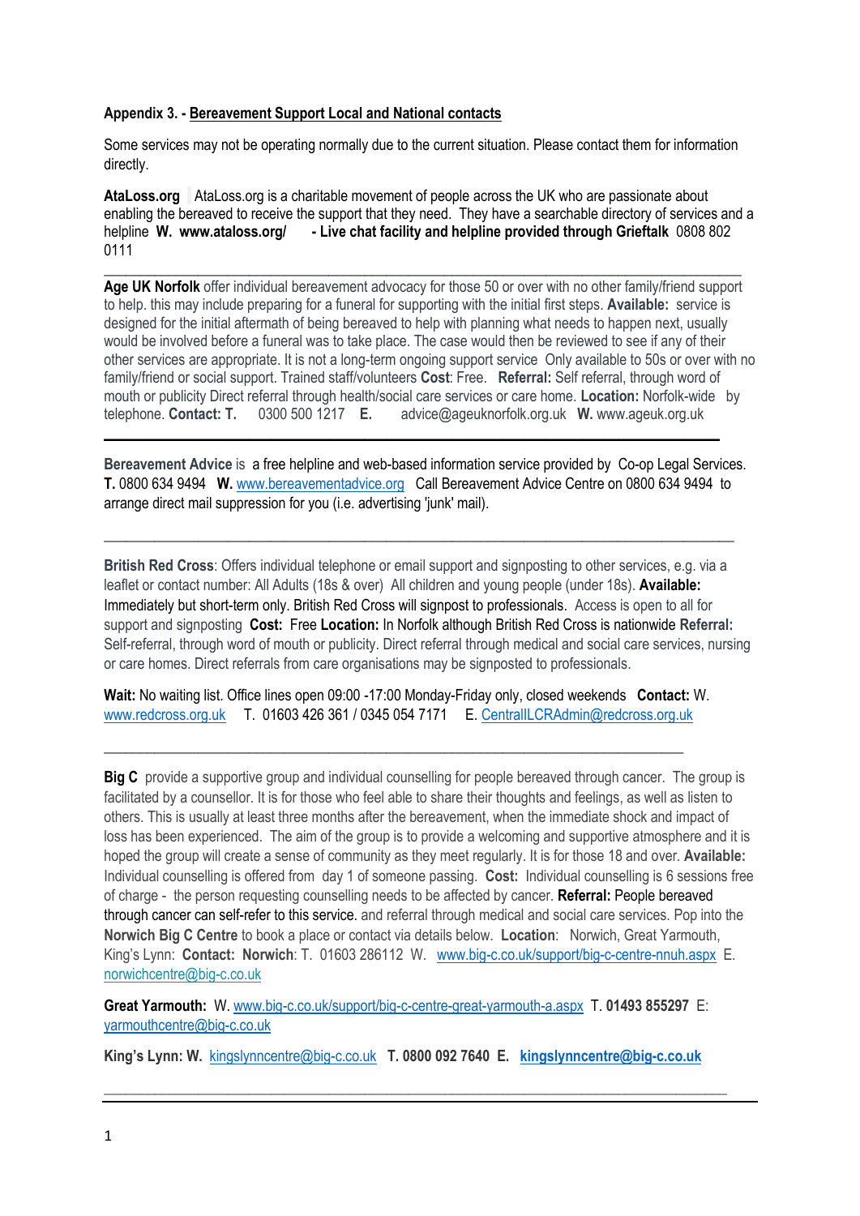**Appendix 3. - Bereavement Support Local and National contacts**

Some services may not be operating normally due to the current situation. Please contact them for information directly.

**AtaLoss.org** AtaLoss.org is a charitable movement of people across the UK who are passionate about enabling the bereaved to receive the support that they need. They have a searchable directory of services and a helpline **W. www.ataloss.org/ - Live chat facility and helpline provided through Grieftalk** 0808 802 0111

---

**Age UK Norfolk** offer individual bereavement advocacy for those 50 or over with no other family/friend support to help. this may include preparing for a funeral for supporting with the initial first steps. **Available:** service is designed for the initial aftermath of being bereaved to help with planning what needs to happen next, usually would be involved before a funeral was to take place. The case would then be reviewed to see if any of their other services are appropriate. It is not a long-term ongoing support service Only available to 50s or over with no family/friend or social support. Trained staff/volunteers **Cost**: Free. **Referral:** Self referral, through word of mouth or publicity Direct referral through health/social care services or care home. **Location:** Norfolk-wide by telephone. **Contact: T.** 0300 500 1217 **E.** advice@ageuknorfolk.org.uk **W.** www.ageuk.org.uk

---

**Bereavement Advice** is a free helpline and web-based information service provided by Co-op Legal Services. **T.** 0800 634 9494 **W.** www.bereavementadvice.org Call Bereavement Advice Centre on 0800 634 9494 to arrange direct mail suppression for you (i.e. advertising 'junk' mail).

---

**British Red Cross**: Offers individual telephone or email support and signposting to other services, e.g. via a leaflet or contact number: All Adults (18s & over) All children and young people (under 18s). **Available:** Immediately but short-term only. British Red Cross will signpost to professionals. Access is open to all for support and signposting **Cost:** Free **Location:** In Norfolk although British Red Cross is nationwide **Referral:** Self-referral, through word of mouth or publicity. Direct referral through medical and social care services, nursing or care homes. Direct referrals from care organisations may be signposted to professionals.

**Wait:** No waiting list. Office lines open 09:00 -17:00 Monday-Friday only, closed weekends **Contact:** W. www.redcross.org.uk T. 01603 426 361 / 0345 054 7171 E. CentralILCRAdmin@redcross.org.uk

---

**Big C** provide a supportive group and individual counselling for people bereaved through cancer. The group is facilitated by a counsellor. It is for those who feel able to share their thoughts and feelings, as well as listen to others. This is usually at least three months after the bereavement, when the immediate shock and impact of loss has been experienced. The aim of the group is to provide a welcoming and supportive atmosphere and it is hoped the group will create a sense of community as they meet regularly. It is for those 18 and over. **Available:** Individual counselling is offered from day 1 of someone passing. **Cost:** Individual counselling is 6 sessions free of charge - the person requesting counselling needs to be affected by cancer. **Referral:** People bereaved through cancer can self-refer to this service. and referral through medical and social care services. Pop into the **Norwich Big C Centre** to book a place or contact via details below. **Location**: Norwich, Great Yarmouth, King's Lynn: **Contact: Norwich**: T. 01603 286112 W. www.big-c.co.uk/support/big-c-centre-nnuh.aspx E. norwichcentre@big-c.co.uk

**Great Yarmouth:** W. www.big-c.co.uk/support/big-c-centre-great-yarmouth-a.aspx T. **01493 855297** E: yarmouthcentre@big-c.co.uk

**King's Lynn: W.** kingslynncentre@big-c.co.uk **T. 0800 092 7640 E. kingslynncentre@big-c.co.uk**

---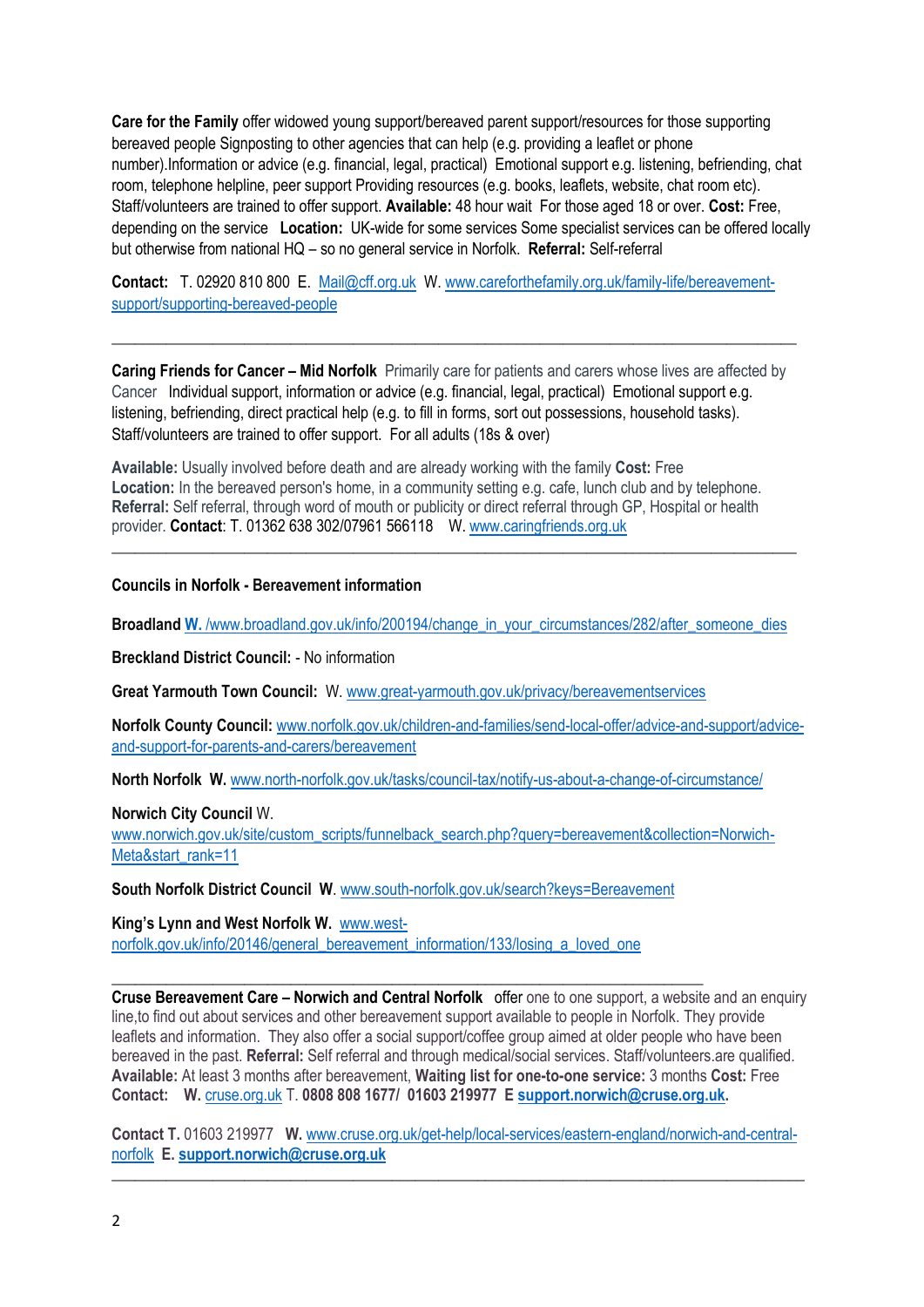**Care for the Family** offer widowed young support/bereaved parent support/resources for those supporting bereaved people Signposting to other agencies that can help (e.g. providing a leaflet or phone number).Information or advice (e.g. financial, legal, practical) Emotional support e.g. listening, befriending, chat room, telephone helpline, peer support Providing resources (e.g. books, leaflets, website, chat room etc). Staff/volunteers are trained to offer support. **Available:** 48 hour wait For those aged 18 or over. **Cost:** Free, depending on the service **Location:** UK-wide for some services Some specialist services can be offered locally but otherwise from national HQ – so no general service in Norfolk. **Referral:** Self-referral

**Contact:** T. 02920 810 800 E. Mail@cff.org.uk W. www.careforthefamily.org.uk/family-life/bereavement-support/supporting-bereaved-people

---

**Caring Friends for Cancer – Mid Norfolk** Primarily care for patients and carers whose lives are affected by Cancer Individual support, information or advice (e.g. financial, legal, practical) Emotional support e.g. listening, befriending, direct practical help (e.g. to fill in forms, sort out possessions, household tasks). Staff/volunteers are trained to offer support. For all adults (18s & over)

**Available:** Usually involved before death and are already working with the family **Cost:** Free
**Location:** In the bereaved person's home, in a community setting e.g. cafe, lunch club and by telephone.
**Referral:** Self referral, through word of mouth or publicity or direct referral through GP, Hospital or health provider. **Contact**: T. 01362 638 302/07961 566118 W. www.caringfriends.org.uk

---

**Councils in Norfolk - Bereavement information**

**Broadland** W. /www.broadland.gov.uk/info/200194/change_in_your_circumstances/282/after_someone_dies

**Breckland District Council:** - No information

**Great Yarmouth Town Council:** W. www.great-yarmouth.gov.uk/privacy/bereavementservices

**Norfolk County Council:** www.norfolk.gov.uk/children-and-families/send-local-offer/advice-and-support/advice-and-support-for-parents-and-carers/bereavement

**North Norfolk W.** www.north-norfolk.gov.uk/tasks/council-tax/notify-us-about-a-change-of-circumstance/

**Norwich City Council** W.
www.norwich.gov.uk/site/custom_scripts/funnelback_search.php?query=bereavement&collection=Norwich-Meta&start_rank=11

**South Norfolk District Council W.** www.south-norfolk.gov.uk/search?keys=Bereavement

**King's Lynn and West Norfolk W.** www.west-norfolk.gov.uk/info/20146/general_bereavement_information/133/losing_a_loved_one

---

**Cruse Bereavement Care – Norwich and Central Norfolk** offer one to one support, a website and an enquiry line,to find out about services and other bereavement support available to people in Norfolk. They provide leaflets and information. They also offer a social support/coffee group aimed at older people who have been bereaved in the past. **Referral:** Self referral and through medical/social services. Staff/volunteers.are qualified.
**Available:** At least 3 months after bereavement, **Waiting list for one-to-one service:** 3 months **Cost:** Free
**Contact: W.** cruse.org.uk T. **0808 808 1677/ 01603 219977 E support.norwich@cruse.org.uk.**

**Contact T.** 01603 219977 **W.** www.cruse.org.uk/get-help/local-services/eastern-england/norwich-and-central-norfolk **E. support.norwich@cruse.org.uk**

---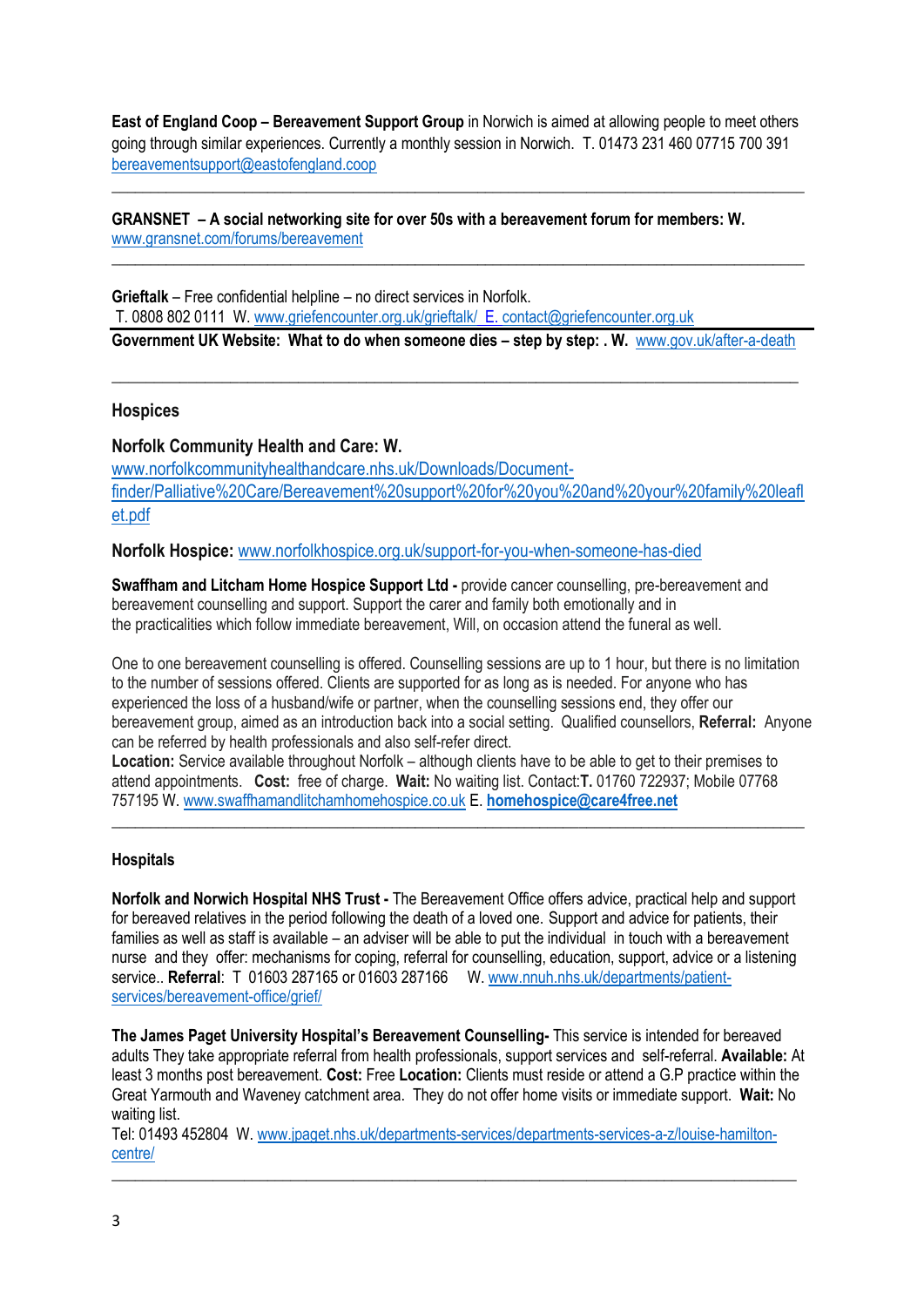**East of England Coop – Bereavement Support Group** in Norwich is aimed at allowing people to meet others going through similar experiences. Currently a monthly session in Norwich. T. 01473 231 460 07715 700 391 bereavementsupport@eastofengland.coop

---

**GRANSNET – A social networking site for over 50s with a bereavement forum for members: W.** www.gransnet.com/forums/bereavement

---

**Grieftalk** – Free confidential helpline – no direct services in Norfolk.
T. 0808 802 0111 W. www.griefencounter.org.uk/grieftalk/ E. contact@griefencounter.org.uk

---

**Government UK Website: What to do when someone dies – step by step: . W.** www.gov.uk/after-a-death

---

## Hospices

**Norfolk Community Health and Care: W.** www.norfolkcommunityhealthandcare.nhs.uk/Downloads/Document-finder/Palliative%20Care/Bereavement%20support%20for%20you%20and%20your%20family%20leaflet.pdf

**Norfolk Hospice:** www.norfolkhospice.org.uk/support-for-you-when-someone-has-died

**Swaffham and Litcham Home Hospice Support Ltd -** provide cancer counselling, pre-bereavement and bereavement counselling and support. Support the carer and family both emotionally and in the practicalities which follow immediate bereavement, Will, on occasion attend the funeral as well.

One to one bereavement counselling is offered. Counselling sessions are up to 1 hour, but there is no limitation to the number of sessions offered. Clients are supported for as long as is needed. For anyone who has experienced the loss of a husband/wife or partner, when the counselling sessions end, they offer our bereavement group, aimed as an introduction back into a social setting. Qualified counsellors, **Referral:** Anyone can be referred by health professionals and also self-refer direct.
**Location:** Service available throughout Norfolk – although clients have to be able to get to their premises to attend appointments. **Cost:** free of charge. **Wait:** No waiting list. Contact:**T.** 01760 722937; Mobile 07768 757195 W. www.swaffhamandlitchamhomehospice.co.uk E. **homehospice@care4free.net**

---

## Hospitals

**Norfolk and Norwich Hospital NHS Trust -** The Bereavement Office offers advice, practical help and support for bereaved relatives in the period following the death of a loved one. Support and advice for patients, their families as well as staff is available – an adviser will be able to put the individual in touch with a bereavement nurse and they offer: mechanisms for coping, referral for counselling, education, support, advice or a listening service.. **Referral**: T 01603 287165 or 01603 287166 W. www.nnuh.nhs.uk/departments/patient-services/bereavement-office/grief/

**The James Paget University Hospital's Bereavement Counselling-** This service is intended for bereaved adults They take appropriate referral from health professionals, support services and self-referral. **Available:** At least 3 months post bereavement. **Cost:** Free **Location:** Clients must reside or attend a G.P practice within the Great Yarmouth and Waveney catchment area. They do not offer home visits or immediate support. **Wait:** No waiting list.
Tel: 01493 452804 W. www.jpaget.nhs.uk/departments-services/departments-services-a-z/louise-hamilton-centre/

---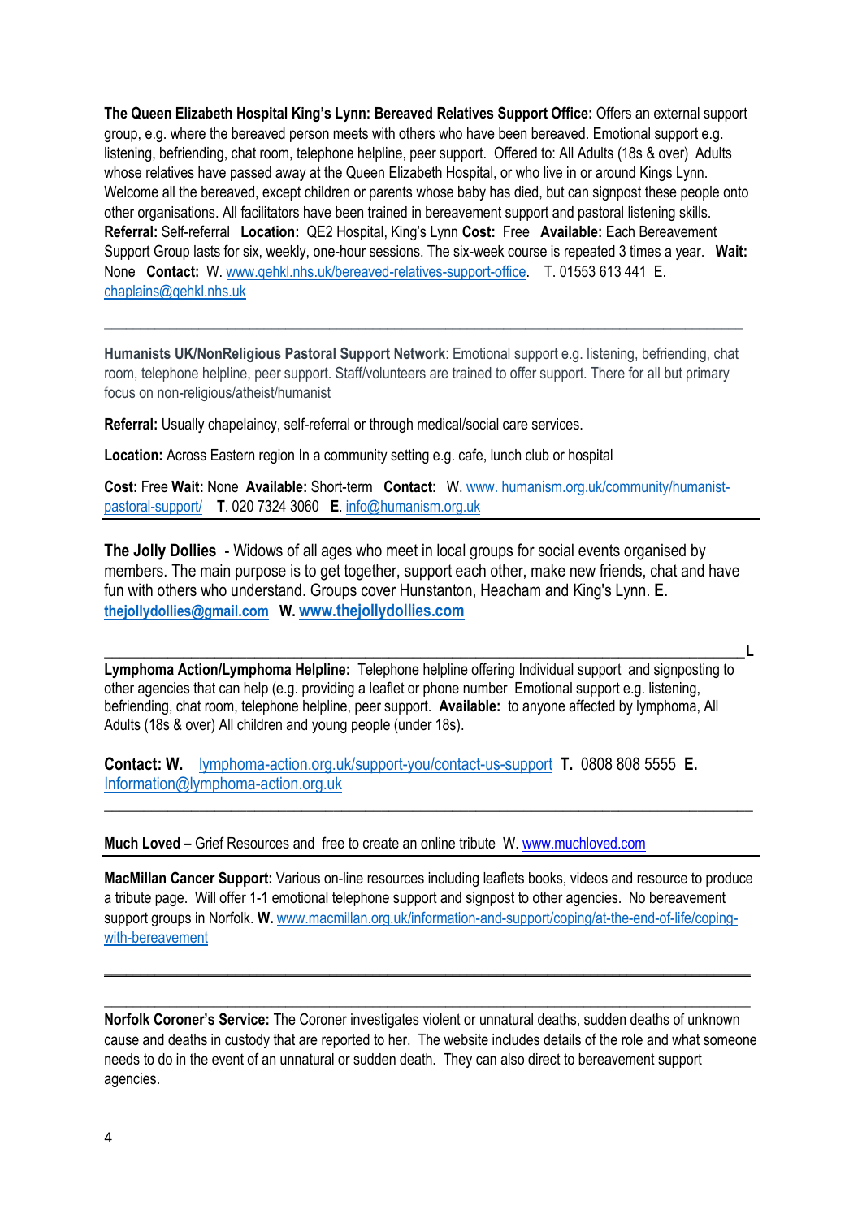**The Queen Elizabeth Hospital King's Lynn: Bereaved Relatives Support Office:** Offers an external support group, e.g. where the bereaved person meets with others who have been bereaved. Emotional support e.g. listening, befriending, chat room, telephone helpline, peer support. Offered to: All Adults (18s & over) Adults whose relatives have passed away at the Queen Elizabeth Hospital, or who live in or around Kings Lynn. Welcome all the bereaved, except children or parents whose baby has died, but can signpost these people onto other organisations. All facilitators have been trained in bereavement support and pastoral listening skills. **Referral:** Self-referral **Location:** QE2 Hospital, King's Lynn **Cost:** Free **Available:** Each Bereavement Support Group lasts for six, weekly, one-hour sessions. The six-week course is repeated 3 times a year. **Wait:** None **Contact:** W. www.qehkl.nhs.uk/bereaved-relatives-support-office. T. 01553 613 441 E. chaplains@qehkl.nhs.uk

---

**Humanists UK/NonReligious Pastoral Support Network**: Emotional support e.g. listening, befriending, chat room, telephone helpline, peer support. Staff/volunteers are trained to offer support. There for all but primary focus on non-religious/atheist/humanist

**Referral:** Usually chapelaincy, self-referral or through medical/social care services.

**Location:** Across Eastern region In a community setting e.g. cafe, lunch club or hospital

**Cost:** Free **Wait:** None **Available:** Short-term **Contact**: W. www. humanism.org.uk/community/humanist-pastoral-support/ **T**. 020 7324 3060 **E**. info@humanism.org.uk

---

**The Jolly Dollies** - Widows of all ages who meet in local groups for social events organised by members. The main purpose is to get together, support each other, make new friends, chat and have fun with others who understand. Groups cover Hunstanton, Heacham and King's Lynn. **E. thejollydollies@gmail.com W. www.thejollydollies.com**

---

**L**

**Lymphoma Action/Lymphoma Helpline:** Telephone helpline offering Individual support and signposting to other agencies that can help (e.g. providing a leaflet or phone number Emotional support e.g. listening, befriending, chat room, telephone helpline, peer support. **Available:** to anyone affected by lymphoma, All Adults (18s & over) All children and young people (under 18s).

**Contact: W.** lymphoma-action.org.uk/support-you/contact-us-support **T.** 0808 808 5555 **E.** Information@lymphoma-action.org.uk

---

**Much Loved –** Grief Resources and free to create an online tribute W. www.muchloved.com

---

**MacMillan Cancer Support:** Various on-line resources including leaflets books, videos and resource to produce a tribute page. Will offer 1-1 emotional telephone support and signpost to other agencies. No bereavement support groups in Norfolk. **W.** www.macmillan.org.uk/information-and-support/coping/at-the-end-of-life/coping-with-bereavement

---

**Norfolk Coroner's Service:** The Coroner investigates violent or unnatural deaths, sudden deaths of unknown cause and deaths in custody that are reported to her. The website includes details of the role and what someone needs to do in the event of an unnatural or sudden death. They can also direct to bereavement support agencies.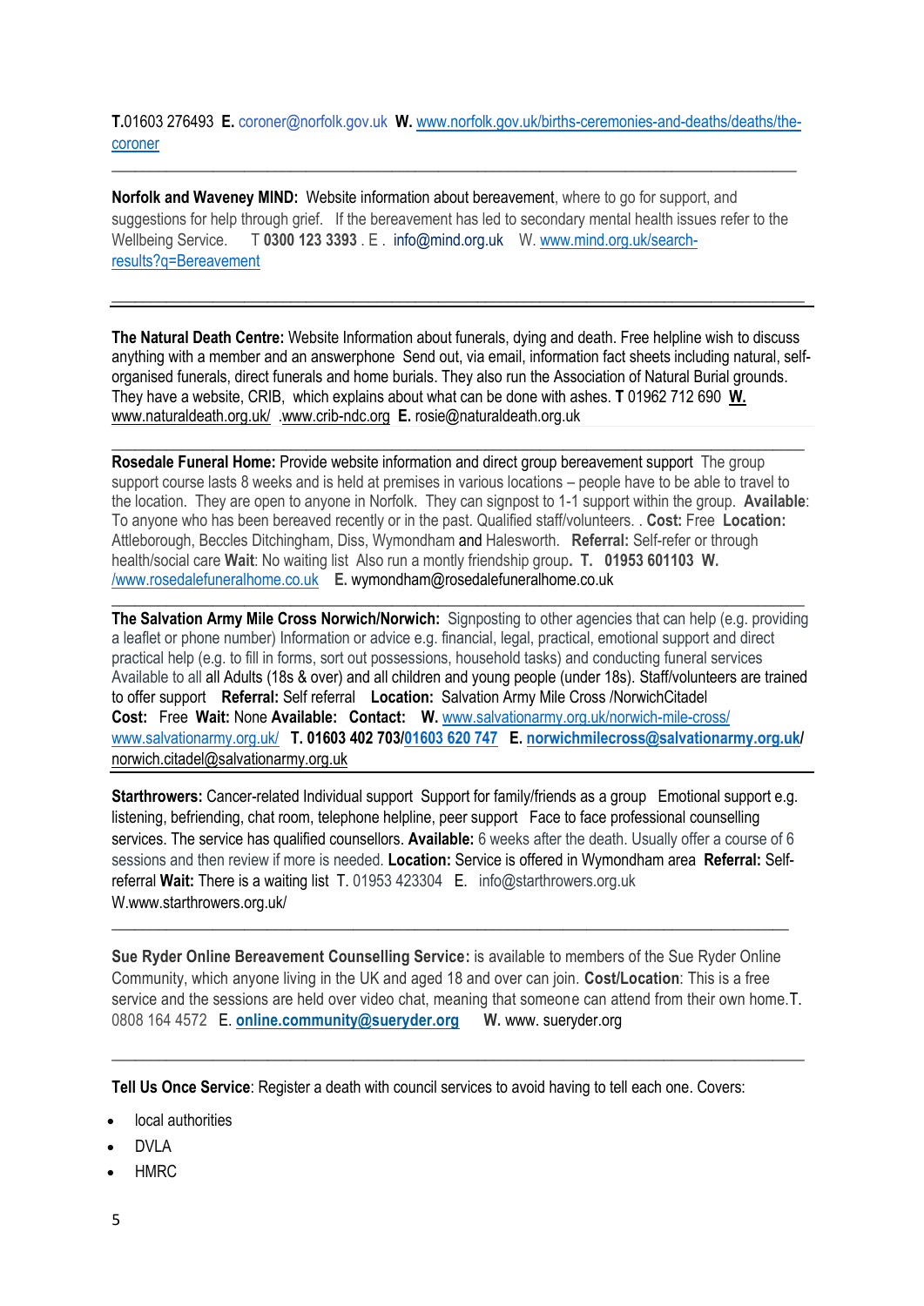**T.**01603 276493 **E.** coroner@norfolk.gov.uk **W.** www.norfolk.gov.uk/births-ceremonies-and-deaths/deaths/the-coroner

---

**Norfolk and Waveney MIND:** Website information about bereavement, where to go for support, and suggestions for help through grief. If the bereavement has led to secondary mental health issues refer to the Wellbeing Service. T **0300 123 3393** . E . info@mind.org.uk W. www.mind.org.uk/search-results?q=Bereavement

---

**The Natural Death Centre:** Website Information about funerals, dying and death. Free helpline wish to discuss anything with a member and an answerphone Send out, via email, information fact sheets including natural, self-organised funerals, direct funerals and home burials. They also run the Association of Natural Burial grounds. They have a website, CRIB, which explains about what can be done with ashes. **T** 01962 712 690 **W.** www.naturaldeath.org.uk/ .www.crib-ndc.org **E.** rosie@naturaldeath.org.uk

---

**Rosedale Funeral Home:** Provide website information and direct group bereavement support The group support course lasts 8 weeks and is held at premises in various locations – people have to be able to travel to the location. They are open to anyone in Norfolk. They can signpost to 1-1 support within the group. **Available**: To anyone who has been bereaved recently or in the past. Qualified staff/volunteers. . **Cost:** Free **Location:** Attleborough, Beccles Ditchingham, Diss, Wymondham and Halesworth. **Referral:** Self-refer or through health/social care **Wait**: No waiting list Also run a montly friendship group**. T. 01953 601103 W.** /www.rosedalefuneralhome.co.uk **E.** wymondham@rosedalefuneralhome.co.uk

---

**The Salvation Army Mile Cross Norwich/Norwich:** Signposting to other agencies that can help (e.g. providing a leaflet or phone number) Information or advice e.g. financial, legal, practical, emotional support and direct practical help (e.g. to fill in forms, sort out possessions, household tasks) and conducting funeral services Available to all all Adults (18s & over) and all children and young people (under 18s). Staff/volunteers are trained to offer support **Referral:** Self referral **Location:** Salvation Army Mile Cross /NorwichCitadel **Cost:** Free **Wait:** None **Available: Contact: W.** www.salvationarmy.org.uk/norwich-mile-cross/ www.salvationarmy.org.uk/ **T. 01603 402 703/01603 620 747 E. norwichmilecross@salvationarmy.org.uk/** norwich.citadel@salvationarmy.org.uk

---

**Starthrowers:** Cancer-related Individual support Support for family/friends as a group Emotional support e.g. listening, befriending, chat room, telephone helpline, peer support Face to face professional counselling services. The service has qualified counsellors. **Available:** 6 weeks after the death. Usually offer a course of 6 sessions and then review if more is needed. **Location:** Service is offered in Wymondham area **Referral:** Self-referral **Wait:** There is a waiting list T. 01953 423304 E. info@starthrowers.org.uk W.www.starthrowers.org.uk/

---

**Sue Ryder Online Bereavement Counselling Service:** is available to members of the Sue Ryder Online Community, which anyone living in the UK and aged 18 and over can join. **Cost/Location**: This is a free service and the sessions are held over video chat, meaning that someone can attend from their own home.T. 0808 164 4572 E. **online.community@sueryder.org** **W.** www. sueryder.org

---

**Tell Us Once Service**: Register a death with council services to avoid having to tell each one. Covers:

- local authorities
- DVLA
- HMRC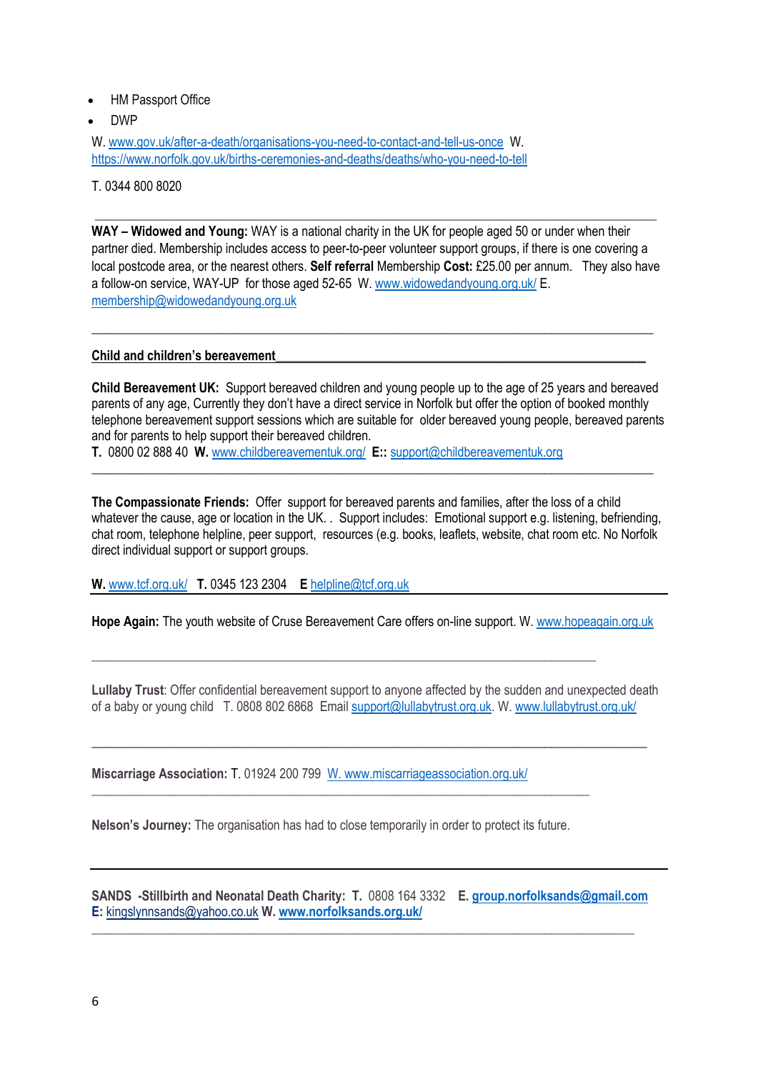- HM Passport Office
- DWP

W. www.gov.uk/after-a-death/organisations-you-need-to-contact-and-tell-us-once W. https://www.norfolk.gov.uk/births-ceremonies-and-deaths/deaths/who-you-need-to-tell

T. 0344 800 8020

---

**WAY – Widowed and Young:** WAY is a national charity in the UK for people aged 50 or under when their partner died. Membership includes access to peer-to-peer volunteer support groups, if there is one covering a local postcode area, or the nearest others. **Self referral** Membership **Cost:** £25.00 per annum. They also have a follow-on service, WAY-UP for those aged 52-65 W. www.widowedandyoung.org.uk/ E. membership@widowedandyoung.org.uk

---

## Child and children's bereavement

**Child Bereavement UK:** Support bereaved children and young people up to the age of 25 years and bereaved parents of any age, Currently they don't have a direct service in Norfolk but offer the option of booked monthly telephone bereavement support sessions which are suitable for older bereaved young people, bereaved parents and for parents to help support their bereaved children.
**T.** 0800 02 888 40 **W.** www.childbereavementuk.org/ **E::** support@childbereavementuk.org

---

**The Compassionate Friends:** Offer support for bereaved parents and families, after the loss of a child whatever the cause, age or location in the UK. . Support includes: Emotional support e.g. listening, befriending, chat room, telephone helpline, peer support, resources (e.g. books, leaflets, website, chat room etc. No Norfolk direct individual support or support groups.

**W.** www.tcf.org.uk/ **T.** 0345 123 2304 **E** helpline@tcf.org.uk

---

**Hope Again:** The youth website of Cruse Bereavement Care offers on-line support. W. www.hopeagain.org.uk

---

**Lullaby Trust**: Offer confidential bereavement support to anyone affected by the sudden and unexpected death of a baby or young child T. 0808 802 6868 Email support@lullabytrust.org.uk. W. www.lullabytrust.org.uk/

---

**Miscarriage Association:** T. 01924 200 799 W. www.miscarriageassociation.org.uk/

---

**Nelson's Journey:** The organisation has had to close temporarily in order to protect its future.

---

**SANDS -Stillbirth and Neonatal Death Charity: T.** 0808 164 3332 **E. group.norfolksands@gmail.com**
**E:** kingslynnsands@yahoo.co.uk **W. www.norfolksands.org.uk/**

---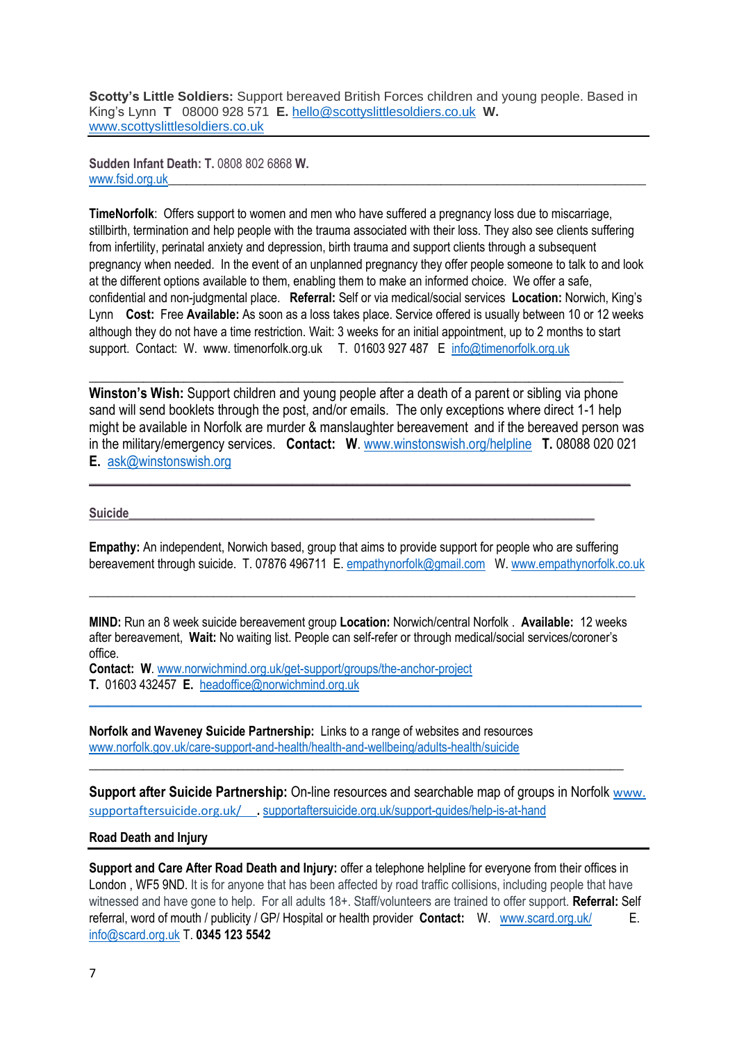**Scotty's Little Soldiers:** Support bereaved British Forces children and young people. Based in King's Lynn **T** 08000 928 571 **E.** hello@scottyslittlesoldiers.co.uk **W.** www.scottyslittlesoldiers.co.uk

---

**Sudden Infant Death: T.** 0808 802 6868 **W.** www.fsid.org.uk

**TimeNorfolk**: Offers support to women and men who have suffered a pregnancy loss due to miscarriage, stillbirth, termination and help people with the trauma associated with their loss. They also see clients suffering from infertility, perinatal anxiety and depression, birth trauma and support clients through a subsequent pregnancy when needed. In the event of an unplanned pregnancy they offer people someone to talk to and look at the different options available to them, enabling them to make an informed choice. We offer a safe, confidential and non-judgmental place. **Referral:** Self or via medical/social services **Location:** Norwich, King's Lynn **Cost:** Free **Available:** As soon as a loss takes place. Service offered is usually between 10 or 12 weeks although they do not have a time restriction. Wait: 3 weeks for an initial appointment, up to 2 months to start support. Contact: W. www. timenorfolk.org.uk T. 01603 927 487 E info@timenorfolk.org.uk

---

**Winston's Wish:** Support children and young people after a death of a parent or sibling via phone sand will send booklets through the post, and/or emails. The only exceptions where direct 1-1 help might be available in Norfolk are murder & manslaughter bereavement and if the bereaved person was in the military/emergency services. **Contact: W**. www.winstonswish.org/helpline **T.** 08088 020 021 **E.** ask@winstonswish.org

---

## Suicide

**Empathy:** An independent, Norwich based, group that aims to provide support for people who are suffering bereavement through suicide. T. 07876 496711 E. empathynorfolk@gmail.com W. www.empathynorfolk.co.uk

---

**MIND:** Run an 8 week suicide bereavement group **Location:** Norwich/central Norfolk . **Available:** 12 weeks after bereavement, **Wait:** No waiting list. People can self-refer or through medical/social services/coroner's office.
**Contact: W**. www.norwichmind.org.uk/get-support/groups/the-anchor-project
**T.** 01603 432457 **E.** headoffice@norwichmind.org.uk

---

**Norfolk and Waveney Suicide Partnership:** Links to a range of websites and resources www.norfolk.gov.uk/care-support-and-health/health-and-wellbeing/adults-health/suicide

---

**Support after Suicide Partnership:** On-line resources and searchable map of groups in Norfolk www. supportaftersuicide.org.uk/ . supportaftersuicide.org.uk/support-guides/help-is-at-hand

## Road Death and Injury

**Support and Care After Road Death and Injury:** offer a telephone helpline for everyone from their offices in London , WF5 9ND. It is for anyone that has been affected by road traffic collisions, including people that have witnessed and have gone to help. For all adults 18+. Staff/volunteers are trained to offer support. **Referral:** Self referral, word of mouth / publicity / GP/ Hospital or health provider **Contact:** W. www.scard.org.uk/ E. info@scard.org.uk T. **0345 123 5542**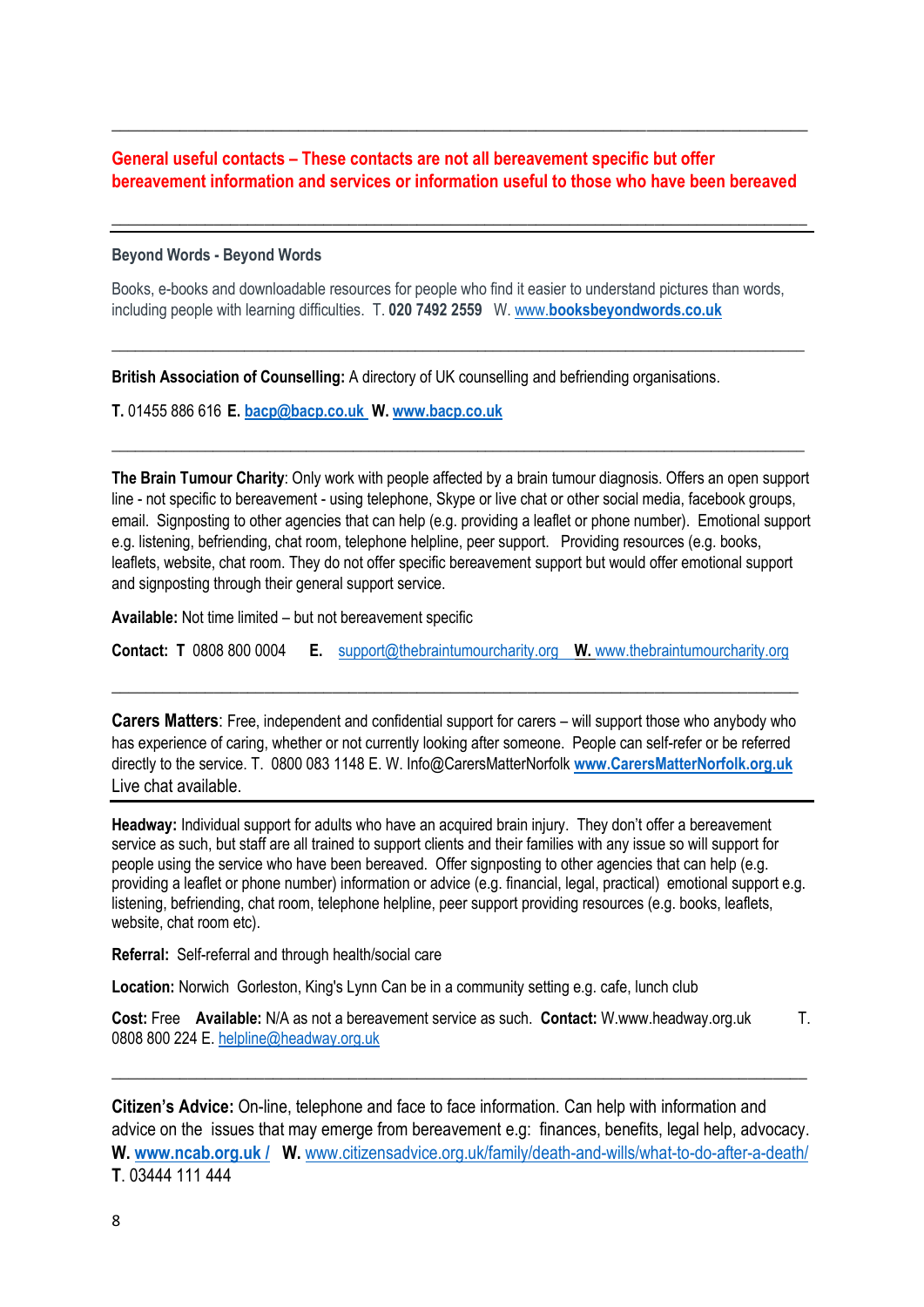---

**General useful contacts – These contacts are not all bereavement specific but offer bereavement information and services or information useful to those who have been bereaved**

---

**Beyond Words - Beyond Words**

Books, e-books and downloadable resources for people who find it easier to understand pictures than words, including people with learning difficulties. T. **020 7492 2559** W. www.**booksbeyondwords.co.uk**

---

**British Association of Counselling:** A directory of UK counselling and befriending organisations.

**T.** 01455 886 616 **E.** **bacp@bacp.co.uk** **W.** **www.bacp.co.uk**

---

**The Brain Tumour Charity**: Only work with people affected by a brain tumour diagnosis. Offers an open support line - not specific to bereavement - using telephone, Skype or live chat or other social media, facebook groups, email. Signposting to other agencies that can help (e.g. providing a leaflet or phone number). Emotional support e.g. listening, befriending, chat room, telephone helpline, peer support. Providing resources (e.g. books, leaflets, website, chat room. They do not offer specific bereavement support but would offer emotional support and signposting through their general support service.

**Available:** Not time limited – but not bereavement specific

**Contact: T** 0808 800 0004 **E.** support@thebraintumourcharity.org **W.** www.thebraintumourcharity.org

---

**Carers Matters**: Free, independent and confidential support for carers – will support those who anybody who has experience of caring, whether or not currently looking after someone. People can self-refer or be referred directly to the service. T. 0800 083 1148 E. W. Info@CarersMatterNorfolk **www.CarersMatterNorfolk.org.uk**
Live chat available.

---

**Headway:** Individual support for adults who have an acquired brain injury. They don't offer a bereavement service as such, but staff are all trained to support clients and their families with any issue so will support for people using the service who have been bereaved. Offer signposting to other agencies that can help (e.g. providing a leaflet or phone number) information or advice (e.g. financial, legal, practical) emotional support e.g. listening, befriending, chat room, telephone helpline, peer support providing resources (e.g. books, leaflets, website, chat room etc).

**Referral:** Self-referral and through health/social care

**Location:** Norwich Gorleston, King's Lynn Can be in a community setting e.g. cafe, lunch club

**Cost:** Free **Available:** N/A as not a bereavement service as such. **Contact:** W.www.headway.org.uk T. 0808 800 224 E. helpline@headway.org.uk

---

**Citizen's Advice:** On-line, telephone and face to face information. Can help with information and advice on the issues that may emerge from bereavement e.g: finances, benefits, legal help, advocacy.
**W.** **www.ncab.org.uk /** **W.** www.citizensadvice.org.uk/family/death-and-wills/what-to-do-after-a-death/
**T**. 03444 111 444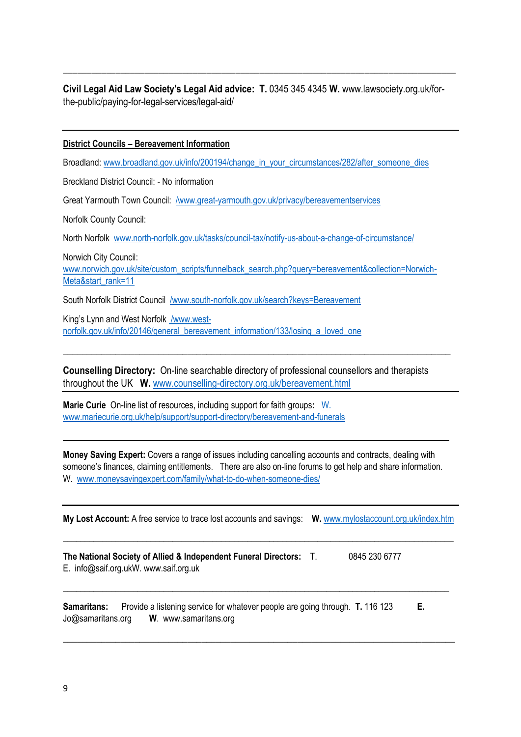---

**Civil Legal Aid Law Society's Legal Aid advice: T.** 0345 345 4345 **W.** www.lawsociety.org.uk/for-the-public/paying-for-legal-services/legal-aid/

---

**District Councils – Bereavement Information**

Broadland: www.broadland.gov.uk/info/200194/change_in_your_circumstances/282/after_someone_dies

Breckland District Council: - No information

Great Yarmouth Town Council: /www.great-yarmouth.gov.uk/privacy/bereavementservices

Norfolk County Council:

North Norfolk www.north-norfolk.gov.uk/tasks/council-tax/notify-us-about-a-change-of-circumstance/

Norwich City Council:
www.norwich.gov.uk/site/custom_scripts/funnelback_search.php?query=bereavement&collection=Norwich-Meta&start_rank=11

South Norfolk District Council /www.south-norfolk.gov.uk/search?keys=Bereavement

King's Lynn and West Norfolk /www.west-norfolk.gov.uk/info/20146/general_bereavement_information/133/losing_a_loved_one

---

**Counselling Directory:** On-line searchable directory of professional counsellors and therapists throughout the UK **W.** www.counselling-directory.org.uk/bereavement.html

---

**Marie Curie** On-line list of resources, including support for faith groups**:** W. www.mariecurie.org.uk/help/support/support-directory/bereavement-and-funerals

---

**Money Saving Expert:** Covers a range of issues including cancelling accounts and contracts, dealing with someone's finances, claiming entitlements. There are also on-line forums to get help and share information. W. www.moneysavingexpert.com/family/what-to-do-when-someone-dies/

---

**My Lost Account:** A free service to trace lost accounts and savings: **W.** www.mylostaccount.org.uk/index.htm

---

**The National Society of Allied & Independent Funeral Directors:** T. 0845 230 6777
E. info@saif.org.ukW. www.saif.org.uk

---

**Samaritans:** Provide a listening service for whatever people are going through. **T.** 116 123 **E.** Jo@samaritans.org **W**. www.samaritans.org

---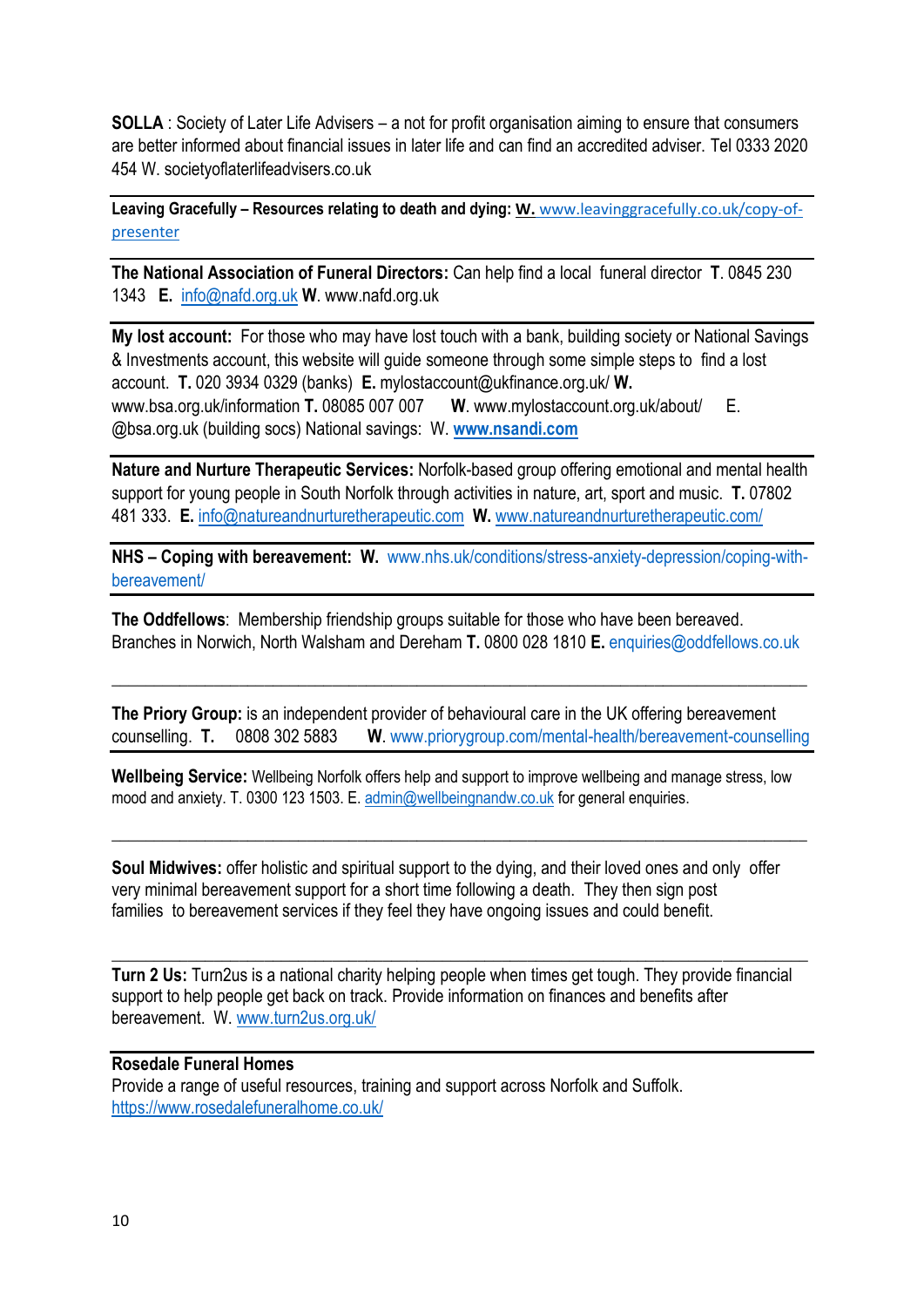**SOLLA** : Society of Later Life Advisers – a not for profit organisation aiming to ensure that consumers are better informed about financial issues in later life and can find an accredited adviser. Tel 0333 2020 454 W. societyoflaterlifeadvisers.co.uk

---

**Leaving Gracefully – Resources relating to death and dying: W.** www.leavinggracefully.co.uk/copy-of-presenter

---

**The National Association of Funeral Directors:** Can help find a local funeral director **T**. 0845 230 1343 **E.** info@nafd.org.uk **W**. www.nafd.org.uk

---

**My lost account:** For those who may have lost touch with a bank, building society or National Savings & Investments account, this website will guide someone through some simple steps to find a lost account. **T.** 020 3934 0329 (banks) **E.** mylostaccount@ukfinance.org.uk/ **W.** www.bsa.org.uk/information **T.** 08085 007 007 **W**. www.mylostaccount.org.uk/about/ E. @bsa.org.uk (building socs) National savings: W. **www.nsandi.com**

---

**Nature and Nurture Therapeutic Services:** Norfolk-based group offering emotional and mental health support for young people in South Norfolk through activities in nature, art, sport and music. **T.** 07802 481 333. **E.** info@natureandnurturetherapeutic.com **W.** www.natureandnurturetherapeutic.com/

---

**NHS – Coping with bereavement: W.** www.nhs.uk/conditions/stress-anxiety-depression/coping-with-bereavement/

---

**The Oddfellows**: Membership friendship groups suitable for those who have been bereaved. Branches in Norwich, North Walsham and Dereham **T.** 0800 028 1810 **E.** enquiries@oddfellows.co.uk

---

**The Priory Group:** is an independent provider of behavioural care in the UK offering bereavement counselling. **T.** 0808 302 5883 **W**. www.priorygroup.com/mental-health/bereavement-counselling

**Wellbeing Service:** Wellbeing Norfolk offers help and support to improve wellbeing and manage stress, low mood and anxiety. T. 0300 123 1503. E. admin@wellbeingnandw.co.uk for general enquiries.

---

**Soul Midwives:** offer holistic and spiritual support to the dying, and their loved ones and only offer very minimal bereavement support for a short time following a death. They then sign post families to bereavement services if they feel they have ongoing issues and could benefit.

---

**Turn 2 Us:** Turn2us is a national charity helping people when times get tough. They provide financial support to help people get back on track. Provide information on finances and benefits after bereavement. W. www.turn2us.org.uk/

---

**Rosedale Funeral Homes**
Provide a range of useful resources, training and support across Norfolk and Suffolk.
https://www.rosedalefuneralhome.co.uk/